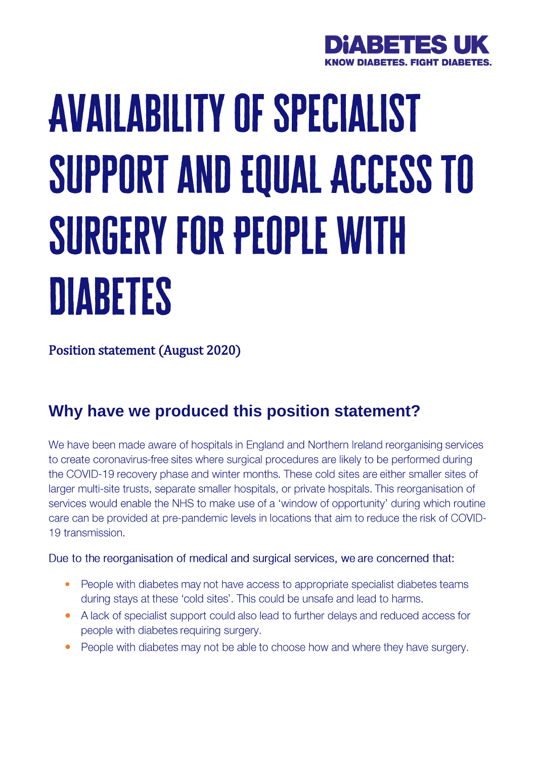DiABETES UK
KNOW DIABETES. FIGHT DIABETES.

# AVAILABILITY OF SPECIALIST SUPPORT AND EQUAL ACCESS TO SURGERY FOR PEOPLE WITH DIABETES

Position statement (August 2020)

## Why have we produced this position statement?

We have been made aware of hospitals in England and Northern Ireland reorganising services to create coronavirus-free sites where surgical procedures are likely to be performed during the COVID-19 recovery phase and winter months. These cold sites are either smaller sites of larger multi-site trusts, separate smaller hospitals, or private hospitals. This reorganisation of services would enable the NHS to make use of a 'window of opportunity' during which routine care can be provided at pre-pandemic levels in locations that aim to reduce the risk of COVID-19 transmission.

Due to the reorganisation of medical and surgical services, we are concerned that:

- People with diabetes may not have access to appropriate specialist diabetes teams during stays at these 'cold sites'. This could be unsafe and lead to harms.
- A lack of specialist support could also lead to further delays and reduced access for people with diabetes requiring surgery.
- People with diabetes may not be able to choose how and where they have surgery.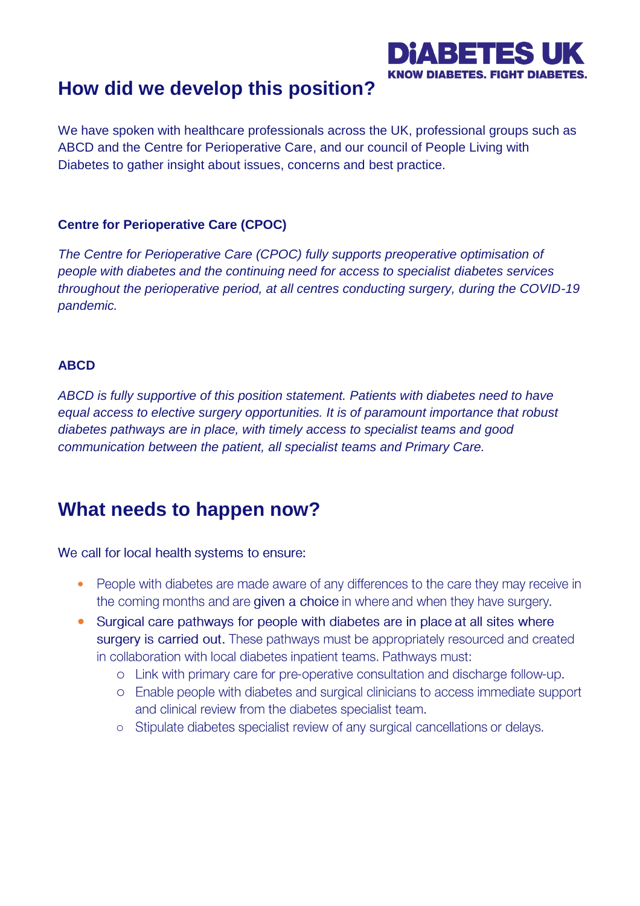## How did we develop this position?

We have spoken with healthcare professionals across the UK, professional groups such as ABCD and the Centre for Perioperative Care, and our council of People Living with Diabetes to gather insight about issues, concerns and best practice.

### Centre for Perioperative Care (CPOC)

*The Centre for Perioperative Care (CPOC) fully supports preoperative optimisation of people with diabetes and the continuing need for access to specialist diabetes services throughout the perioperative period, at all centres conducting surgery, during the COVID-19 pandemic.*

### ABCD

*ABCD is fully supportive of this position statement. Patients with diabetes need to have equal access to elective surgery opportunities. It is of paramount importance that robust diabetes pathways are in place, with timely access to specialist teams and good communication between the patient, all specialist teams and Primary Care.*

## What needs to happen now?

We call for local health systems to ensure:

- People with diabetes are made aware of any differences to the care they may receive in the coming months and are given a choice in where and when they have surgery.
- Surgical care pathways for people with diabetes are in place at all sites where surgery is carried out. These pathways must be appropriately resourced and created in collaboration with local diabetes inpatient teams. Pathways must:
  - Link with primary care for pre-operative consultation and discharge follow-up.
  - Enable people with diabetes and surgical clinicians to access immediate support and clinical review from the diabetes specialist team.
  - Stipulate diabetes specialist review of any surgical cancellations or delays.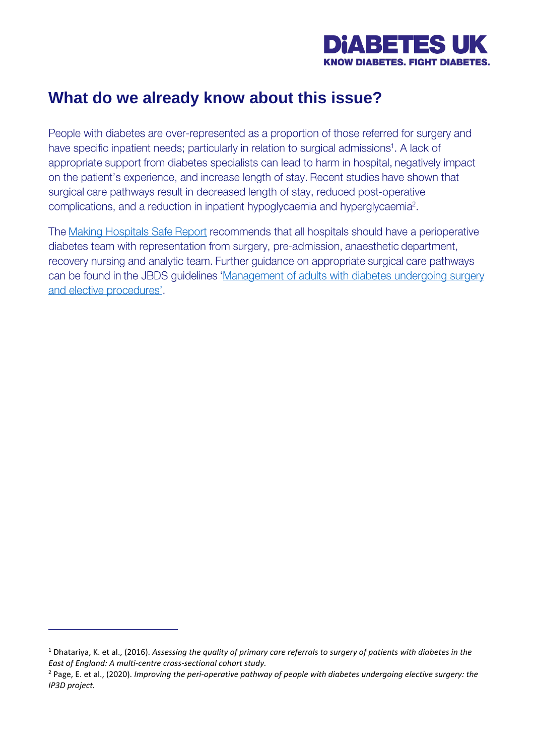## What do we already know about this issue?

People with diabetes are over-represented as a proportion of those referred for surgery and have specific inpatient needs; particularly in relation to surgical admissions[1]. A lack of appropriate support from diabetes specialists can lead to harm in hospital, negatively impact on the patient's experience, and increase length of stay. Recent studies have shown that surgical care pathways result in decreased length of stay, reduced post-operative complications, and a reduction in inpatient hypoglycaemia and hyperglycaemia[2].

The Making Hospitals Safe Report recommends that all hospitals should have a perioperative diabetes team with representation from surgery, pre-admission, anaesthetic department, recovery nursing and analytic team. Further guidance on appropriate surgical care pathways can be found in the JBDS guidelines 'Management of adults with diabetes undergoing surgery and elective procedures'.

---

[1] Dhatariya, K. et al., (2016). *Assessing the quality of primary care referrals to surgery of patients with diabetes in the East of England: A multi-centre cross-sectional cohort study.*

[2] Page, E. et al., (2020). *Improving the peri-operative pathway of people with diabetes undergoing elective surgery: the IP3D project.*